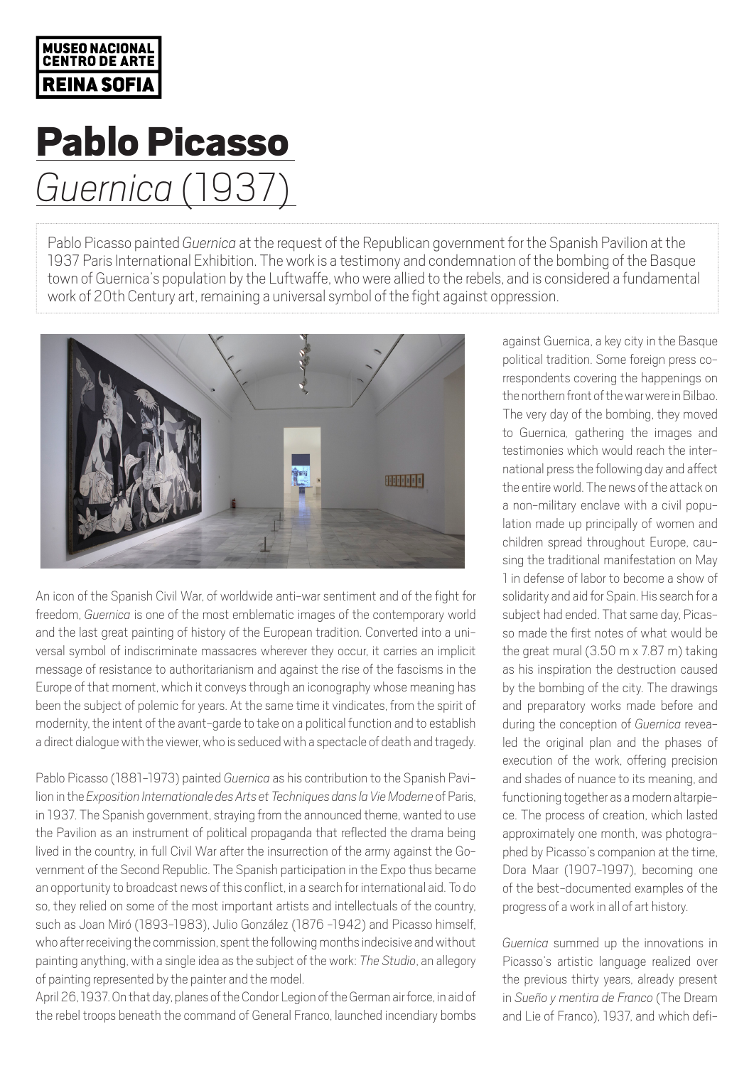MUSEO NACIONAL CENTRO DE ARTE REINA SOFIA

# Pablo Picasso

## *Guernica* (1937)

Pablo Picasso painted *Guernica* at the request of the Republican government for the Spanish Pavilion at the 1937 Paris International Exhibition. The work is a testimony and condemnation of the bombing of the Basque town of Guernica's population by the Luftwaffe, who were allied to the rebels, and is considered a fundamental work of 20th Century art, remaining a universal symbol of the fight against oppression.

An icon of the Spanish Civil War, of worldwide anti-war sentiment and of the fight for freedom, *Guernica* is one of the most emblematic images of the contemporary world and the last great painting of history of the European tradition. Converted into a universal symbol of indiscriminate massacres wherever they occur, it carries an implicit message of resistance to authoritarianism and against the rise of the fascisms in the Europe of that moment, which it conveys through an iconography whose meaning has been the subject of polemic for years. At the same time it vindicates, from the spirit of modernity, the intent of the avant-garde to take on a political function and to establish a direct dialogue with the viewer, who is seduced with a spectacle of death and tragedy.

Pablo Picasso (1881-1973) painted *Guernica* as his contribution to the Spanish Pavilion in the *Exposition Internationale des Arts et Techniques dans la Vie Moderne* of Paris, in 1937. The Spanish government, straying from the announced theme, wanted to use the Pavilion as an instrument of political propaganda that reflected the drama being lived in the country, in full Civil War after the insurrection of the army against the Government of the Second Republic. The Spanish participation in the Expo thus became an opportunity to broadcast news of this conflict, in a search for international aid. To do so, they relied on some of the most important artists and intellectuals of the country, such as Joan Miró (1893-1983), Julio González (1876 -1942) and Picasso himself, who after receiving the commission, spent the following months indecisive and without painting anything, with a single idea as the subject of the work: *The Studio*, an allegory of painting represented by the painter and the model.

April 26, 1937. On that day, planes of the Condor Legion of the German air force, in aid of the rebel troops beneath the command of General Franco, launched incendiary bombs against Guernica, a key city in the Basque political tradition. Some foreign press correspondents covering the happenings on the northern front of the war were in Bilbao. The very day of the bombing, they moved to Guernica, gathering the images and testimonies which would reach the international press the following day and affect the entire world. The news of the attack on a non-military enclave with a civil population made up principally of women and children spread throughout Europe, causing the traditional manifestation on May 1 in defense of labor to become a show of solidarity and aid for Spain. His search for a subject had ended. That same day, Picasso made the first notes of what would be the great mural (3.50 m x 7.87 m) taking as his inspiration the destruction caused by the bombing of the city. The drawings and preparatory works made before and during the conception of *Guernica* revealed the original plan and the phases of execution of the work, offering precision and shades of nuance to its meaning, and functioning together as a modern altarpiece. The process of creation, which lasted approximately one month, was photographed by Picasso's companion at the time, Dora Maar (1907-1997), becoming one of the best-documented examples of the progress of a work in all of art history.

*Guernica* summed up the innovations in Picasso's artistic language realized over the previous thirty years, already present in *Sueño y mentira de Franco* (The Dream and Lie of Franco), 1937, and which defi-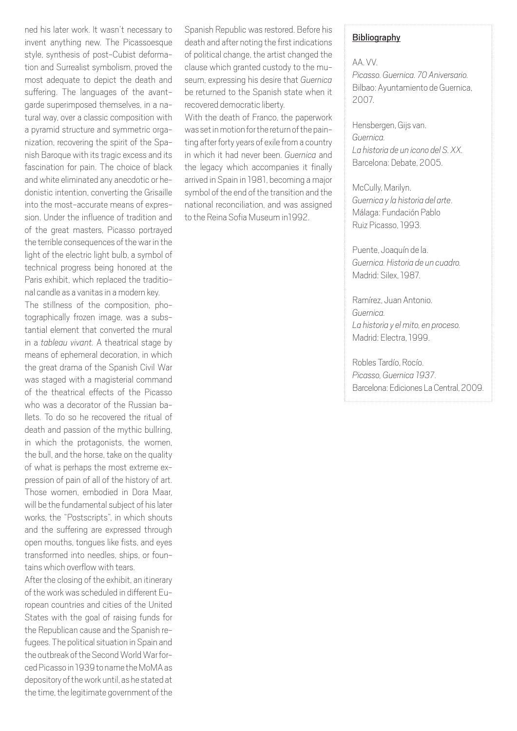ned his later work. It wasn't necessary to invent anything new. The Picassoesque style, synthesis of post-Cubist deformation and Surrealist symbolism, proved the most adequate to depict the death and suffering. The languages of the avant-garde superimposed themselves, in a natural way, over a classic composition with a pyramid structure and symmetric organization, recovering the spirit of the Spanish Baroque with its tragic excess and its fascination for pain. The choice of black and white eliminated any anecdotic or hedonistic intention, converting the Grisaille into the most-accurate means of expression. Under the influence of tradition and of the great masters, Picasso portrayed the terrible consequences of the war in the light of the electric light bulb, a symbol of technical progress being honored at the Paris exhibit, which replaced the traditional candle as a vanitas in a modern key.

The stillness of the composition, photographically frozen image, was a substantial element that converted the mural in a *tableau vivant*. A theatrical stage by means of ephemeral decoration, in which the great drama of the Spanish Civil War was staged with a magisterial command of the theatrical effects of the Picasso who was a decorator of the Russian ballets. To do so he recovered the ritual of death and passion of the mythic bullring, in which the protagonists, the women, the bull, and the horse, take on the quality of what is perhaps the most extreme expression of pain of all of the history of art. Those women, embodied in Dora Maar, will be the fundamental subject of his later works, the "Postscripts", in which shouts and the suffering are expressed through open mouths, tongues like fists, and eyes transformed into needles, ships, or fountains which overflow with tears.

After the closing of the exhibit, an itinerary of the work was scheduled in different European countries and cities of the United States with the goal of raising funds for the Republican cause and the Spanish refugees. The political situation in Spain and the outbreak of the Second World War forced Picasso in 1939 to name the MoMA as depository of the work until, as he stated at the time, the legitimate government of the Spanish Republic was restored. Before his death and after noting the first indications of political change, the artist changed the clause which granted custody to the museum, expressing his desire that *Guernica* be returned to the Spanish state when it recovered democratic liberty.

With the death of Franco, the paperwork was set in motion for the return of the painting after forty years of exile from a country in which it had never been. *Guernica* and the legacy which accompanies it finally arrived in Spain in 1981, becoming a major symbol of the end of the transition and the national reconciliation, and was assigned to the Reina Sofia Museum in1992.

## Bibliography

AA. VV.
*Picasso. Guernica. 70 Aniversario.*
Bilbao: Ayuntamiento de Guernica, 2007.

Hensbergen, Gijs van.
*Guernica.*
*La historia de un icono del S. XX.*
Barcelona: Debate, 2005.

McCully, Marilyn.
*Guernica y la historia del arte*.
Málaga: Fundación Pablo Ruiz Picasso, 1993.

Puente, Joaquín de la.
*Guernica. Historia de un cuadro.*
Madrid: Silex, 1987.

Ramírez, Juan Antonio.
*Guernica.*
*La historia y el mito, en proceso.*
Madrid: Electra, 1999.

Robles Tardío, Rocío.
*Picasso, Guernica 1937*.
Barcelona: Ediciones La Central, 2009.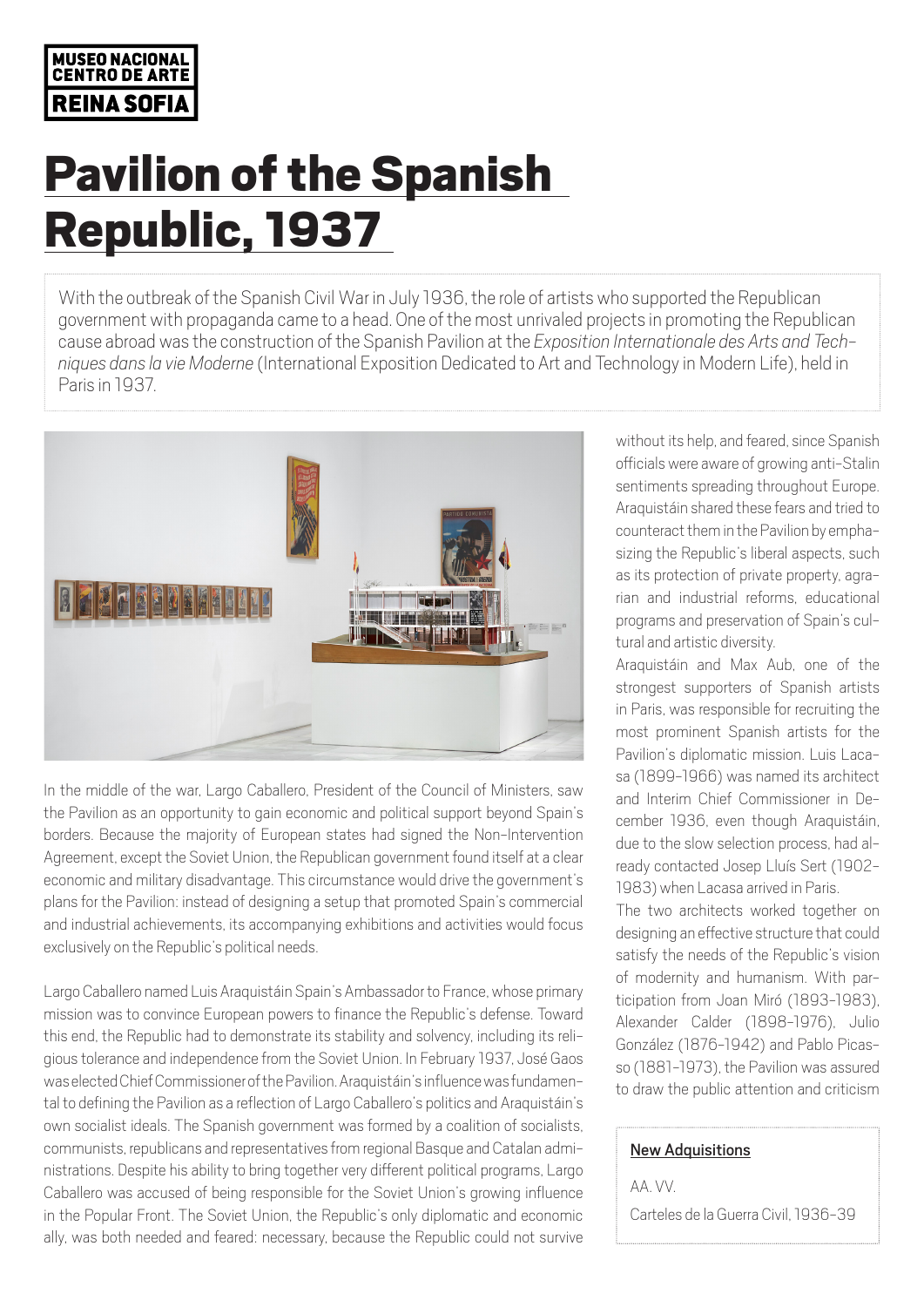# Pavilion of the Spanish Republic, 1937

With the outbreak of the Spanish Civil War in July 1936, the role of artists who supported the Republican government with propaganda came to a head. One of the most unrivaled projects in promoting the Republican cause abroad was the construction of the Spanish Pavilion at the *Exposition Internationale des Arts and Techniques dans la vie Moderne* (International Exposition Dedicated to Art and Technology in Modern Life), held in Paris in 1937.

In the middle of the war, Largo Caballero, President of the Council of Ministers, saw the Pavilion as an opportunity to gain economic and political support beyond Spain's borders. Because the majority of European states had signed the Non-Intervention Agreement, except the Soviet Union, the Republican government found itself at a clear economic and military disadvantage. This circumstance would drive the government's plans for the Pavilion: instead of designing a setup that promoted Spain's commercial and industrial achievements, its accompanying exhibitions and activities would focus exclusively on the Republic's political needs.

Largo Caballero named Luis Araquistáin Spain's Ambassador to France, whose primary mission was to convince European powers to finance the Republic's defense. Toward this end, the Republic had to demonstrate its stability and solvency, including its religious tolerance and independence from the Soviet Union. In February 1937, José Gaos was elected Chief Commissioner of the Pavilion. Araquistáin's influence was fundamental to defining the Pavilion as a reflection of Largo Caballero's politics and Araquistáin's own socialist ideals. The Spanish government was formed by a coalition of socialists, communists, republicans and representatives from regional Basque and Catalan administrations. Despite his ability to bring together very different political programs, Largo Caballero was accused of being responsible for the Soviet Union's growing influence in the Popular Front. The Soviet Union, the Republic's only diplomatic and economic ally, was both needed and feared: necessary, because the Republic could not survive without its help, and feared, since Spanish officials were aware of growing anti-Stalin sentiments spreading throughout Europe. Araquistáin shared these fears and tried to counteract them in the Pavilion by emphasizing the Republic's liberal aspects, such as its protection of private property, agrarian and industrial reforms, educational programs and preservation of Spain's cultural and artistic diversity.

Araquistáin and Max Aub, one of the strongest supporters of Spanish artists in Paris, was responsible for recruiting the most prominent Spanish artists for the Pavilion's diplomatic mission. Luis Lacasa (1899-1966) was named its architect and Interim Chief Commissioner in December 1936, even though Araquistáin, due to the slow selection process, had already contacted Josep Lluís Sert (1902-1983) when Lacasa arrived in Paris.

The two architects worked together on designing an effective structure that could satisfy the needs of the Republic's vision of modernity and humanism. With participation from Joan Miró (1893-1983), Alexander Calder (1898-1976), Julio González (1876-1942) and Pablo Picasso (1881-1973), the Pavilion was assured to draw the public attention and criticism

**New Adquisitions**

AA. VV.

Carteles de la Guerra Civil, 1936-39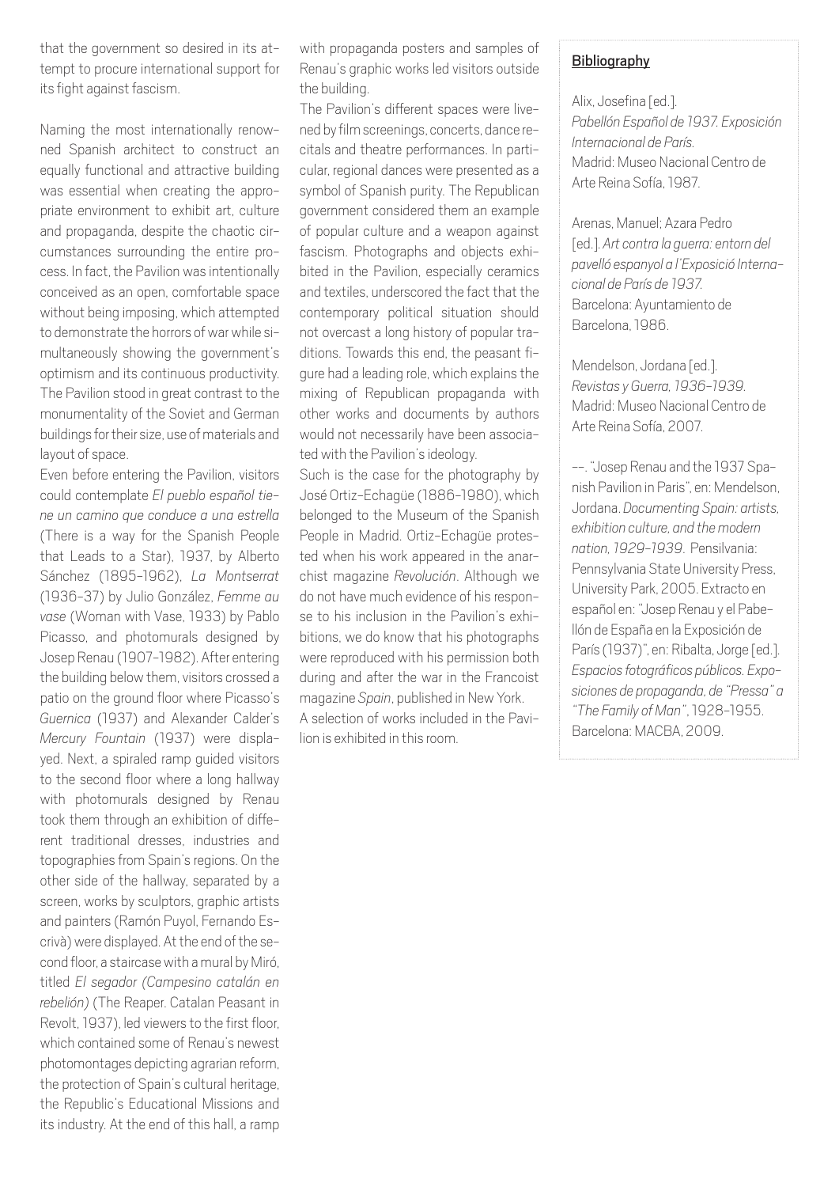that the government so desired in its attempt to procure international support for its fight against fascism.

Naming the most internationally renowned Spanish architect to construct an equally functional and attractive building was essential when creating the appropriate environment to exhibit art, culture and propaganda, despite the chaotic circumstances surrounding the entire process. In fact, the Pavilion was intentionally conceived as an open, comfortable space without being imposing, which attempted to demonstrate the horrors of war while simultaneously showing the government's optimism and its continuous productivity. The Pavilion stood in great contrast to the monumentality of the Soviet and German buildings for their size, use of materials and layout of space.

Even before entering the Pavilion, visitors could contemplate *El pueblo español tiene un camino que conduce a una estrella* (There is a way for the Spanish People that Leads to a Star), 1937, by Alberto Sánchez (1895-1962), *La Montserrat* (1936-37) by Julio González, *Femme au vase* (Woman with Vase, 1933) by Pablo Picasso, and photomurals designed by Josep Renau (1907-1982). After entering the building below them, visitors crossed a patio on the ground floor where Picasso's *Guernica* (1937) and Alexander Calder's *Mercury Fountain* (1937) were displayed. Next, a spiraled ramp guided visitors to the second floor where a long hallway with photomurals designed by Renau took them through an exhibition of different traditional dresses, industries and topographies from Spain's regions. On the other side of the hallway, separated by a screen, works by sculptors, graphic artists and painters (Ramón Puyol, Fernando Escrivà) were displayed. At the end of the second floor, a staircase with a mural by Miró, titled *El segador (Campesino catalán en rebelión)* (The Reaper. Catalan Peasant in Revolt, 1937), led viewers to the first floor, which contained some of Renau's newest photomontages depicting agrarian reform, the protection of Spain's cultural heritage, the Republic's Educational Missions and its industry. At the end of this hall, a ramp with propaganda posters and samples of Renau's graphic works led visitors outside the building.

The Pavilion's different spaces were livened by film screenings, concerts, dance recitals and theatre performances. In particular, regional dances were presented as a symbol of Spanish purity. The Republican government considered them an example of popular culture and a weapon against fascism. Photographs and objects exhibited in the Pavilion, especially ceramics and textiles, underscored the fact that the contemporary political situation should not overcast a long history of popular traditions. Towards this end, the peasant figure had a leading role, which explains the mixing of Republican propaganda with other works and documents by authors would not necessarily have been associated with the Pavilion's ideology.

Such is the case for the photography by José Ortiz-Echagüe (1886-1980), which belonged to the Museum of the Spanish People in Madrid. Ortiz-Echagüe protested when his work appeared in the anarchist magazine *Revolución*. Although we do not have much evidence of his response to his inclusion in the Pavilion's exhibitions, we do know that his photographs were reproduced with his permission both during and after the war in the Francoist magazine *Spain*, published in New York.

A selection of works included in the Pavilion is exhibited in this room.

## Bibliography

Alix, Josefina [ed.]. *Pabellón Español de 1937. Exposición Internacional de París.* Madrid: Museo Nacional Centro de Arte Reina Sofía, 1987.

Arenas, Manuel; Azara Pedro [ed.]. *Art contra la guerra: entorn del pavelló espanyol a l'Exposició Internacional de París de 1937.* Barcelona: Ayuntamiento de Barcelona, 1986.

Mendelson, Jordana [ed.]. *Revistas y Guerra, 1936-1939.* Madrid: Museo Nacional Centro de Arte Reina Sofía, 2007.

--. "Josep Renau and the 1937 Spanish Pavilion in Paris", en: Mendelson, Jordana. *Documenting Spain: artists, exhibition culture, and the modern nation, 1929-1939.* Pensilvania: Pennsylvania State University Press, University Park, 2005. Extracto en español en: "Josep Renau y el Pabellón de España en la Exposición de París (1937)", en: Ribalta, Jorge [ed.]. *Espacios fotográficos públicos. Exposiciones de propaganda, de "Pressa" a "The Family of Man"*, 1928-1955. Barcelona: MACBA, 2009.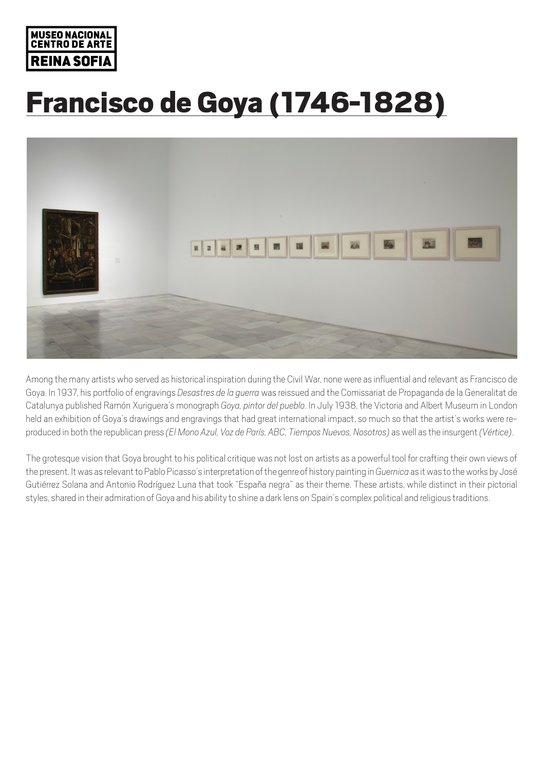MUSEO NACIONAL CENTRO DE ARTE REINA SOFIA

# Francisco de Goya (1746-1828)

Among the many artists who served as historical inspiration during the Civil War, none were as influential and relevant as Francisco de Goya. In 1937, his portfolio of engravings *Desastres de la guerra* was reissued and the Comissariat de Propaganda de la Generalitat de Catalunya published Ramón Xuriguera's monograph *Goya, pintor del pueblo*. In July 1938, the Victoria and Albert Museum in London held an exhibition of Goya's drawings and engravings that had great international impact, so much so that the artist's works were reproduced in both the republican press *(El Mono Azul, Voz de París, ABC, Tiempos Nuevos, Nosotros)* as well as the insurgent *(Vértice)*.

The grotesque vision that Goya brought to his political critique was not lost on artists as a powerful tool for crafting their own views of the present. It was as relevant to Pablo Picasso's interpretation of the genre of history painting in *Guernica* as it was to the works by José Gutiérrez Solana and Antonio Rodríguez Luna that took "España negra" as their theme. These artists, while distinct in their pictorial styles, shared in their admiration of Goya and his ability to shine a dark lens on Spain's complex political and religious traditions.